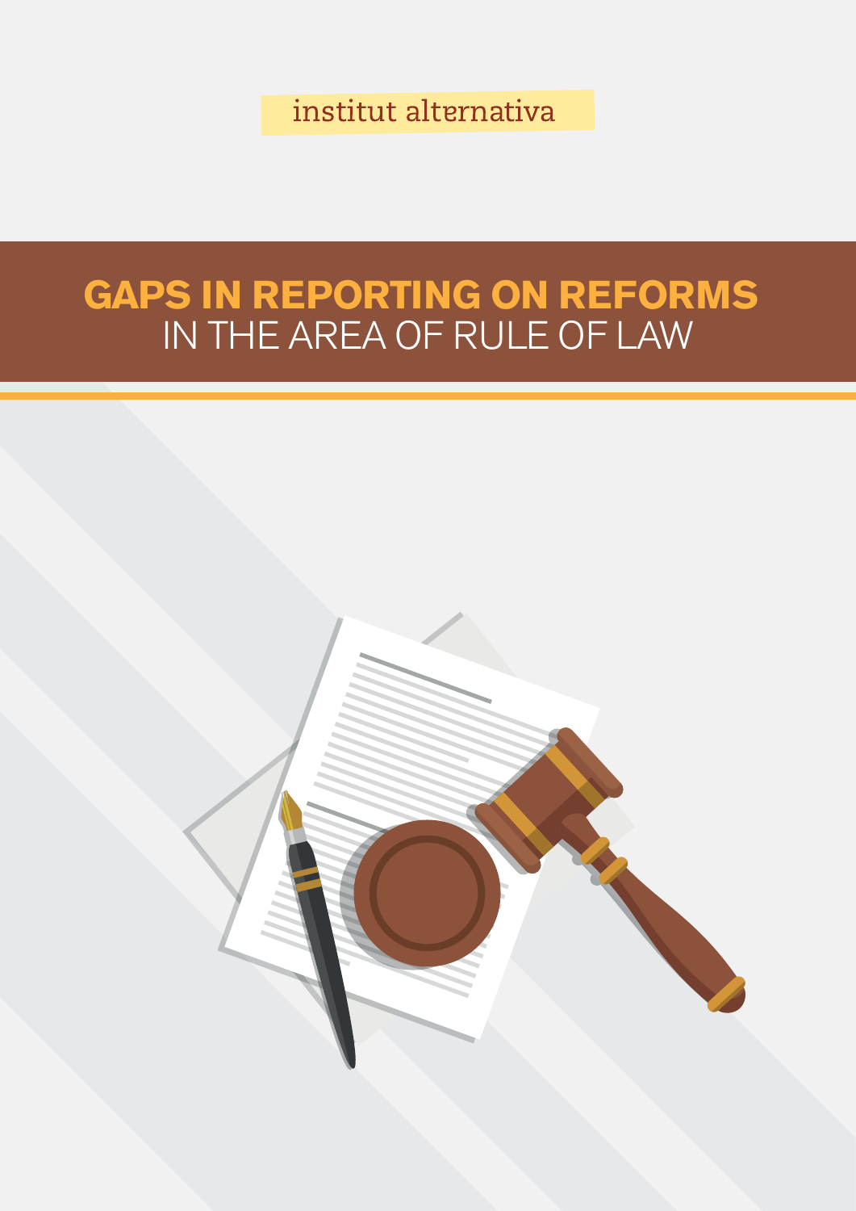institut alternativa

# GAPS IN REPORTING ON REFORMS IN THE AREA OF RULE OF LAW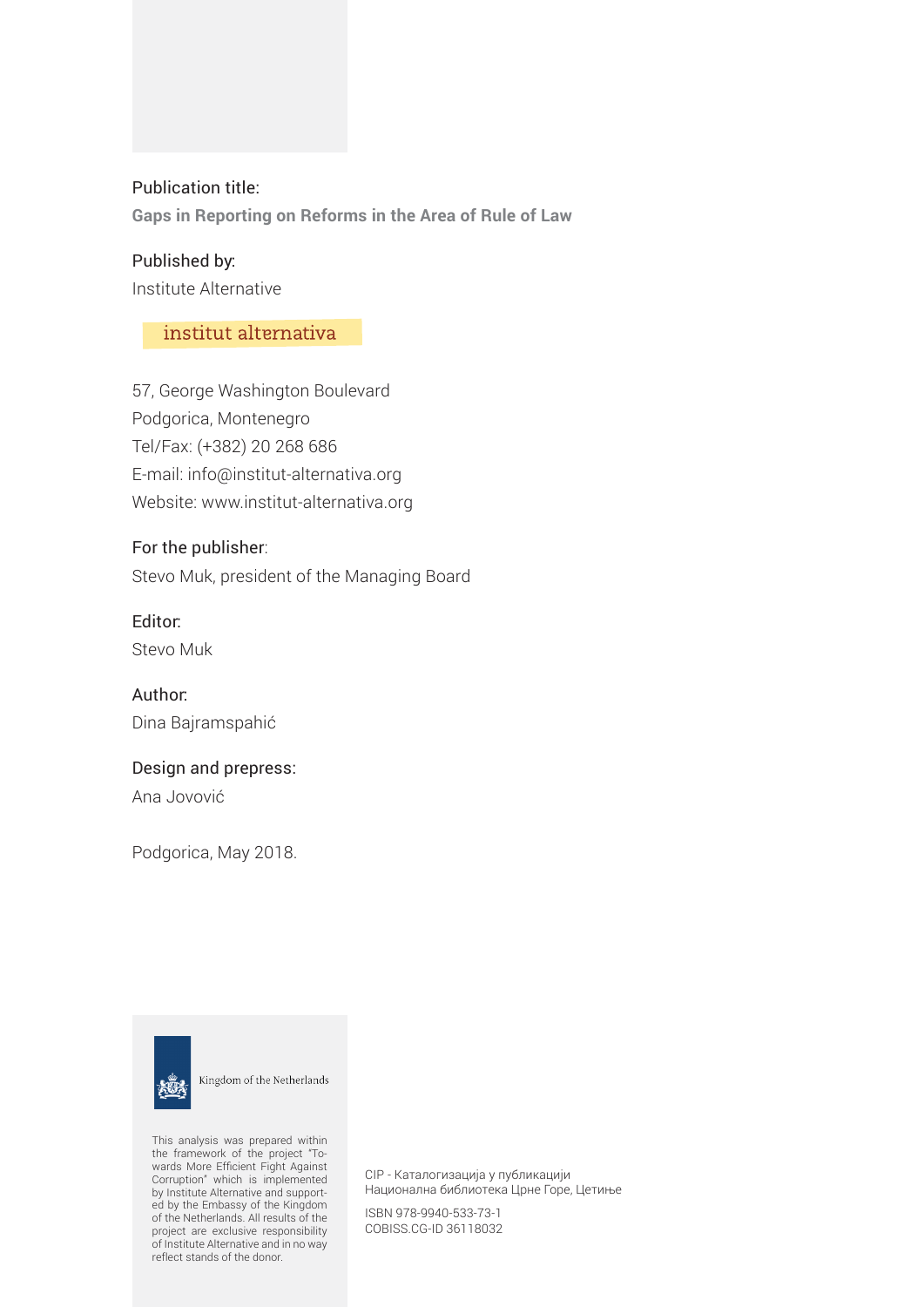Publication title:

**Gaps in Reporting on Reforms in the Area of Rule of Law**

Published by:

Institute Alternative

institut alternativa

57, George Washington Boulevard
Podgorica, Montenegro
Tel/Fax: (+382) 20 268 686
E-mail: info@institut-alternativa.org
Website: www.institut-alternativa.org

For the publisher:

Stevo Muk, president of the Managing Board

Editor:

Stevo Muk

Author:

Dina Bajramspahić

Design and prepress:

Ana Jovović

Podgorica, May 2018.

Kingdom of the Netherlands

This analysis was prepared within the framework of the project "Towards More Efficient Fight Against Corruption" which is implemented by Institute Alternative and supported by the Embassy of the Kingdom of the Netherlands. All results of the project are exclusive responsibility of Institute Alternative and in no way reflect stands of the donor.

CIP - Каталогизација у публикацији
Национална библиотека Црне Горе, Цетиње

ISBN 978-9940-533-73-1
COBISS.CG-ID 36118032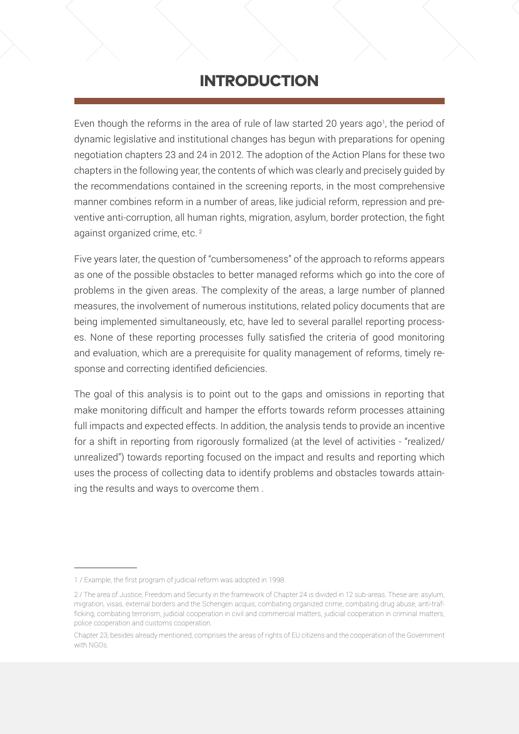# INTRODUCTION

Even though the reforms in the area of rule of law started 20 years ago[1], the period of dynamic legislative and institutional changes has begun with preparations for opening negotiation chapters 23 and 24 in 2012. The adoption of the Action Plans for these two chapters in the following year, the contents of which was clearly and precisely guided by the recommendations contained in the screening reports, in the most comprehensive manner combines reform in a number of areas, like judicial reform, repression and preventive anti-corruption, all human rights, migration, asylum, border protection, the fight against organized crime, etc. [2]

Five years later, the question of "cumbersomeness" of the approach to reforms appears as one of the possible obstacles to better managed reforms which go into the core of problems in the given areas. The complexity of the areas, a large number of planned measures, the involvement of numerous institutions, related policy documents that are being implemented simultaneously, etc, have led to several parallel reporting processes. None of these reporting processes fully satisfied the criteria of good monitoring and evaluation, which are a prerequisite for quality management of reforms, timely response and correcting identified deficiencies.

The goal of this analysis is to point out to the gaps and omissions in reporting that make monitoring difficult and hamper the efforts towards reform processes attaining full impacts and expected effects. In addition, the analysis tends to provide an incentive for a shift in reporting from rigorously formalized (at the level of activities - "realized/ unrealized") towards reporting focused on the impact and results and reporting which uses the process of collecting data to identify problems and obstacles towards attaining the results and ways to overcome them .

---

1 / Example, the first program of judicial reform was adopted in 1998.

2 / The area of Justice, Freedom and Security in the framework of Chapter 24 is divided in 12 sub-areas. These are: asylum, migration, visas, external borders and the Schengen acquis, combating organized crime, combating drug abuse, anti-trafficking, combating terrorism, judicial cooperation in civil and commercial matters, judicial cooperation in criminal matters, police cooperation and customs cooperation.

Chapter 23, besides already mentioned, comprises the areas of rights of EU citizens and the cooperation of the Government with NGOs.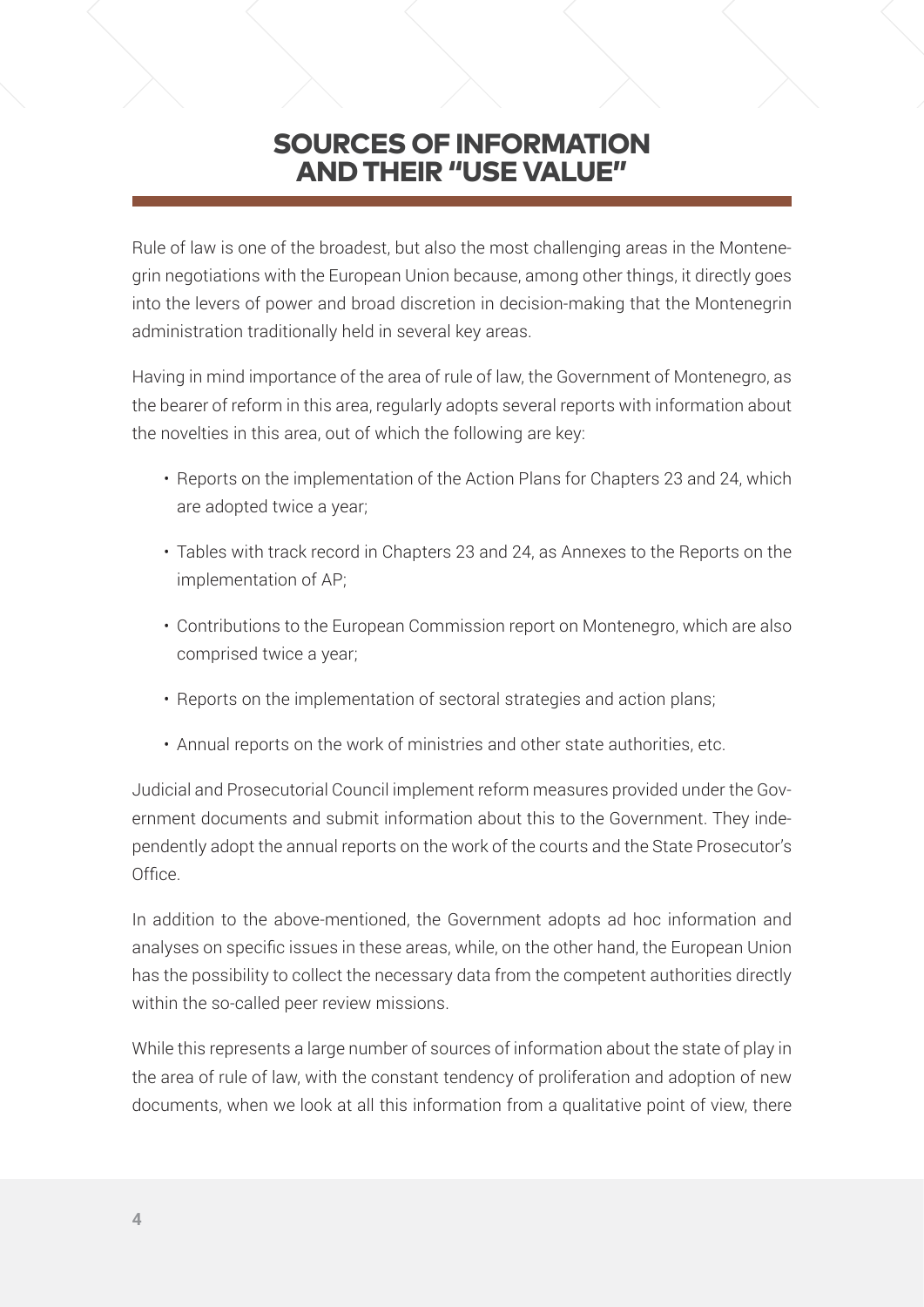# SOURCES OF INFORMATION AND THEIR "USE VALUE"

Rule of law is one of the broadest, but also the most challenging areas in the Montenegrin negotiations with the European Union because, among other things, it directly goes into the levers of power and broad discretion in decision-making that the Montenegrin administration traditionally held in several key areas.

Having in mind importance of the area of rule of law, the Government of Montenegro, as the bearer of reform in this area, regularly adopts several reports with information about the novelties in this area, out of which the following are key:

- Reports on the implementation of the Action Plans for Chapters 23 and 24, which are adopted twice a year;
- Tables with track record in Chapters 23 and 24, as Annexes to the Reports on the implementation of AP;
- Contributions to the European Commission report on Montenegro, which are also comprised twice a year;
- Reports on the implementation of sectoral strategies and action plans;
- Annual reports on the work of ministries and other state authorities, etc.

Judicial and Prosecutorial Council implement reform measures provided under the Government documents and submit information about this to the Government. They independently adopt the annual reports on the work of the courts and the State Prosecutor's Office.

In addition to the above-mentioned, the Government adopts ad hoc information and analyses on specific issues in these areas, while, on the other hand, the European Union has the possibility to collect the necessary data from the competent authorities directly within the so-called peer review missions.

While this represents a large number of sources of information about the state of play in the area of rule of law, with the constant tendency of proliferation and adoption of new documents, when we look at all this information from a qualitative point of view, there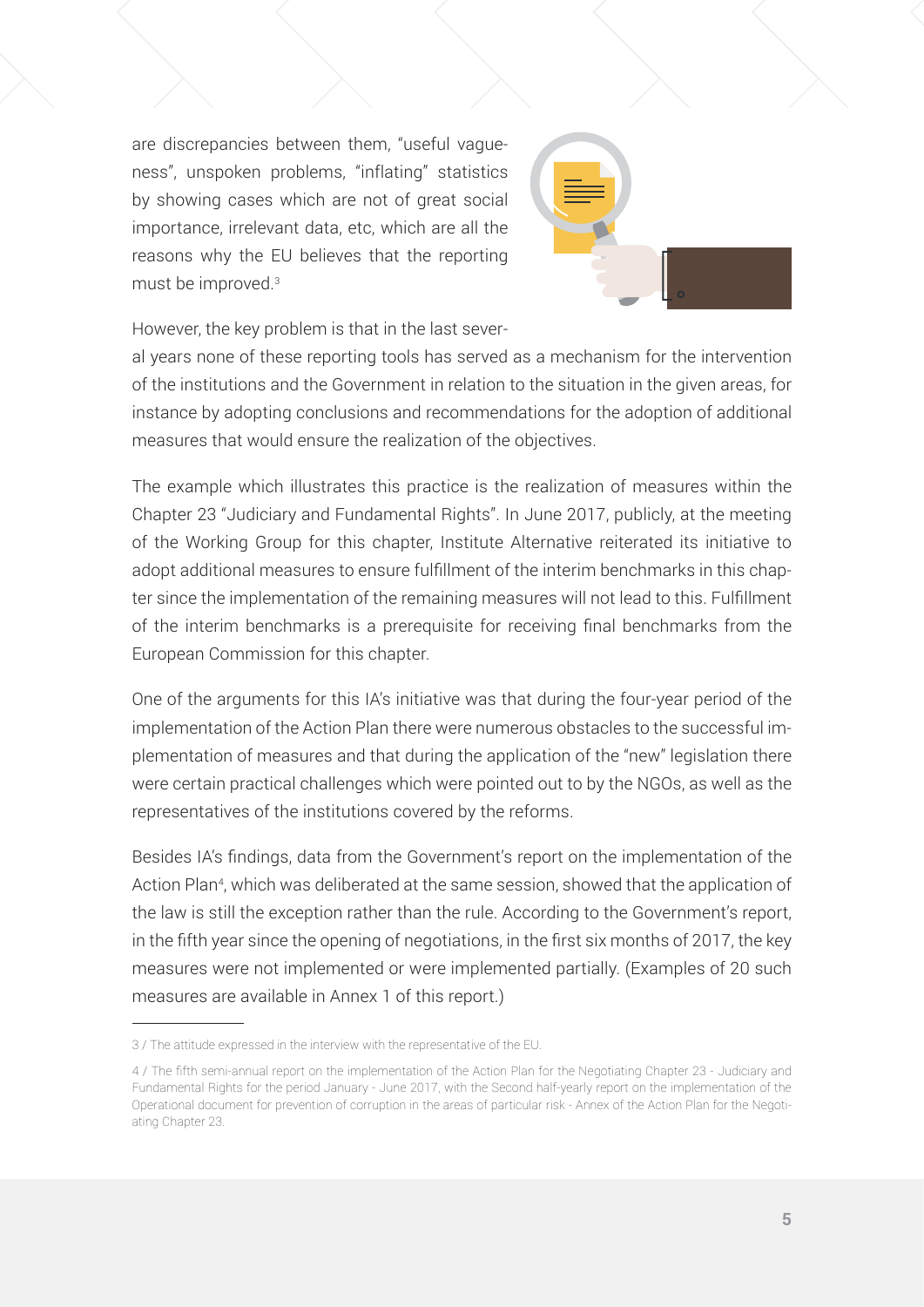are discrepancies between them, "useful vagueness", unspoken problems, "inflating" statistics by showing cases which are not of great social importance, irrelevant data, etc, which are all the reasons why the EU believes that the reporting must be improved.[3]

However, the key problem is that in the last several years none of these reporting tools has served as a mechanism for the intervention of the institutions and the Government in relation to the situation in the given areas, for instance by adopting conclusions and recommendations for the adoption of additional measures that would ensure the realization of the objectives.

The example which illustrates this practice is the realization of measures within the Chapter 23 "Judiciary and Fundamental Rights". In June 2017, publicly, at the meeting of the Working Group for this chapter, Institute Alternative reiterated its initiative to adopt additional measures to ensure fulfillment of the interim benchmarks in this chapter since the implementation of the remaining measures will not lead to this. Fulfillment of the interim benchmarks is a prerequisite for receiving final benchmarks from the European Commission for this chapter.

One of the arguments for this IA's initiative was that during the four-year period of the implementation of the Action Plan there were numerous obstacles to the successful implementation of measures and that during the application of the "new" legislation there were certain practical challenges which were pointed out to by the NGOs, as well as the representatives of the institutions covered by the reforms.

Besides IA's findings, data from the Government's report on the implementation of the Action Plan[4], which was deliberated at the same session, showed that the application of the law is still the exception rather than the rule. According to the Government's report, in the fifth year since the opening of negotiations, in the first six months of 2017, the key measures were not implemented or were implemented partially. (Examples of 20 such measures are available in Annex 1 of this report.)

---

3 / The attitude expressed in the interview with the representative of the EU.

4 / The fifth semi-annual report on the implementation of the Action Plan for the Negotiating Chapter 23 - Judiciary and Fundamental Rights for the period January - June 2017, with the Second half-yearly report on the implementation of the Operational document for prevention of corruption in the areas of particular risk - Annex of the Action Plan for the Negotiating Chapter 23.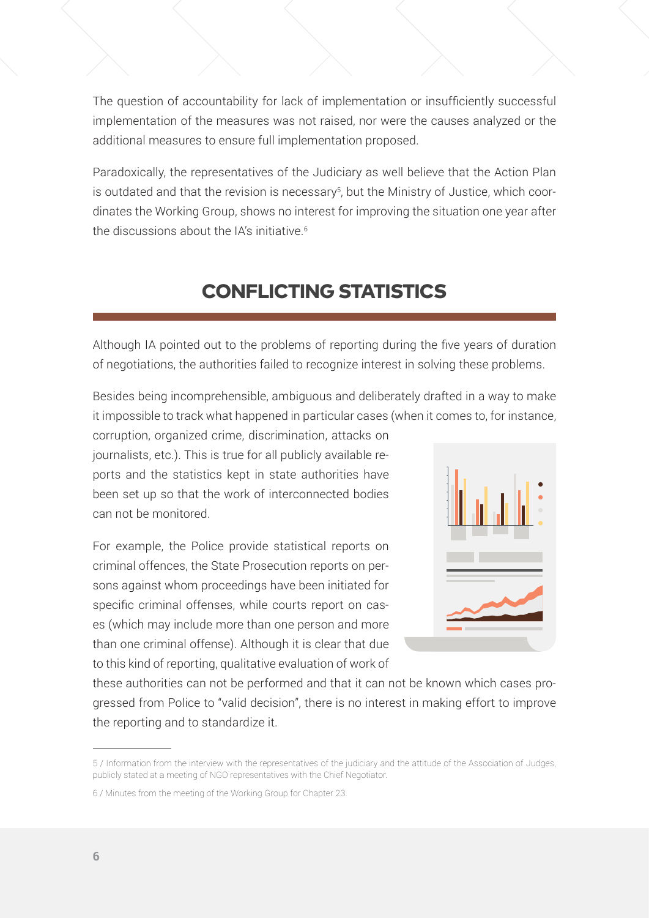The question of accountability for lack of implementation or insufficiently successful implementation of the measures was not raised, nor were the causes analyzed or the additional measures to ensure full implementation proposed.

Paradoxically, the representatives of the Judiciary as well believe that the Action Plan is outdated and that the revision is necessary[5], but the Ministry of Justice, which coordinates the Working Group, shows no interest for improving the situation one year after the discussions about the IA's initiative.[6]

## CONFLICTING STATISTICS

Although IA pointed out to the problems of reporting during the five years of duration of negotiations, the authorities failed to recognize interest in solving these problems.

Besides being incomprehensible, ambiguous and deliberately drafted in a way to make it impossible to track what happened in particular cases (when it comes to, for instance, corruption, organized crime, discrimination, attacks on journalists, etc.). This is true for all publicly available reports and the statistics kept in state authorities have been set up so that the work of interconnected bodies can not be monitored.

For example, the Police provide statistical reports on criminal offences, the State Prosecution reports on persons against whom proceedings have been initiated for specific criminal offenses, while courts report on cases (which may include more than one person and more than one criminal offense). Although it is clear that due to this kind of reporting, qualitative evaluation of work of these authorities can not be performed and that it can not be known which cases progressed from Police to "valid decision", there is no interest in making effort to improve the reporting and to standardize it.

---

5 / Information from the interview with the representatives of the judiciary and the attitude of the Association of Judges, publicly stated at a meeting of NGO representatives with the Chief Negotiator.

6 / Minutes from the meeting of the Working Group for Chapter 23.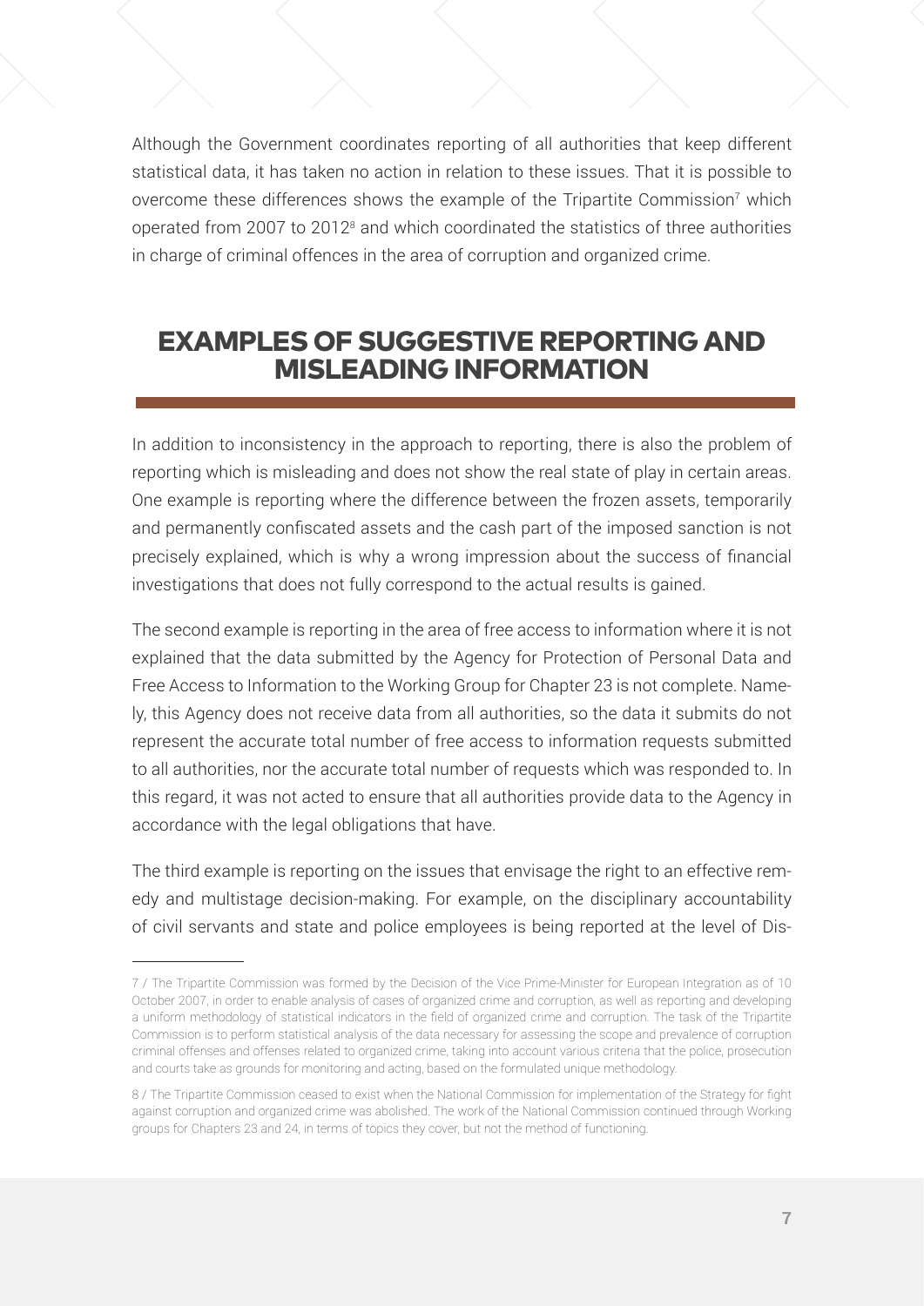Although the Government coordinates reporting of all authorities that keep different statistical data, it has taken no action in relation to these issues. That it is possible to overcome these differences shows the example of the Tripartite Commission[7] which operated from 2007 to 2012[8] and which coordinated the statistics of three authorities in charge of criminal offences in the area of corruption and organized crime.

## EXAMPLES OF SUGGESTIVE REPORTING AND MISLEADING INFORMATION

In addition to inconsistency in the approach to reporting, there is also the problem of reporting which is misleading and does not show the real state of play in certain areas. One example is reporting where the difference between the frozen assets, temporarily and permanently confiscated assets and the cash part of the imposed sanction is not precisely explained, which is why a wrong impression about the success of financial investigations that does not fully correspond to the actual results is gained.

The second example is reporting in the area of free access to information where it is not explained that the data submitted by the Agency for Protection of Personal Data and Free Access to Information to the Working Group for Chapter 23 is not complete. Namely, this Agency does not receive data from all authorities, so the data it submits do not represent the accurate total number of free access to information requests submitted to all authorities, nor the accurate total number of requests which was responded to. In this regard, it was not acted to ensure that all authorities provide data to the Agency in accordance with the legal obligations that have.

The third example is reporting on the issues that envisage the right to an effective remedy and multistage decision-making. For example, on the disciplinary accountability of civil servants and state and police employees is being reported at the level of Dis-

---

7 / The Tripartite Commission was formed by the Decision of the Vice Prime-Minister for European Integration as of 10 October 2007, in order to enable analysis of cases of organized crime and corruption, as well as reporting and developing a uniform methodology of statistical indicators in the field of organized crime and corruption. The task of the Tripartite Commission is to perform statistical analysis of the data necessary for assessing the scope and prevalence of corruption criminal offenses and offenses related to organized crime, taking into account various criteria that the police, prosecution and courts take as grounds for monitoring and acting, based on the formulated unique methodology.

8 / The Tripartite Commission ceased to exist when the National Commission for implementation of the Strategy for fight against corruption and organized crime was abolished. The work of the National Commission continued through Working groups for Chapters 23 and 24, in terms of topics they cover, but not the method of functioning.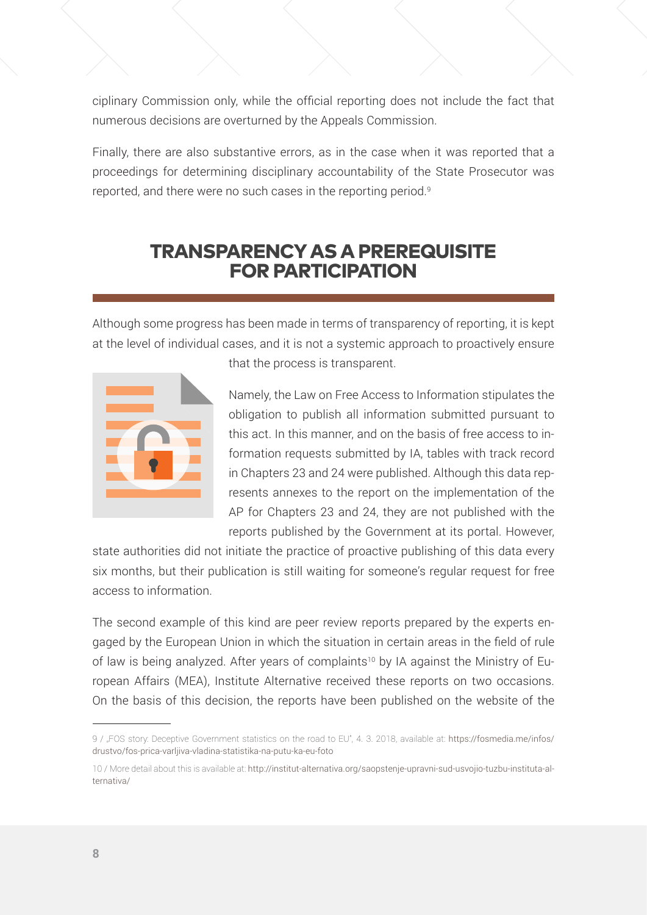ciplinary Commission only, while the official reporting does not include the fact that numerous decisions are overturned by the Appeals Commission.

Finally, there are also substantive errors, as in the case when it was reported that a proceedings for determining disciplinary accountability of the State Prosecutor was reported, and there were no such cases in the reporting period.[9]

## TRANSPARENCY AS A PREREQUISITE FOR PARTICIPATION

Although some progress has been made in terms of transparency of reporting, it is kept at the level of individual cases, and it is not a systemic approach to proactively ensure that the process is transparent.

Namely, the Law on Free Access to Information stipulates the obligation to publish all information submitted pursuant to this act. In this manner, and on the basis of free access to information requests submitted by IA, tables with track record in Chapters 23 and 24 were published. Although this data represents annexes to the report on the implementation of the AP for Chapters 23 and 24, they are not published with the reports published by the Government at its portal. However, state authorities did not initiate the practice of proactive publishing of this data every six months, but their publication is still waiting for someone's regular request for free access to information.

The second example of this kind are peer review reports prepared by the experts engaged by the European Union in which the situation in certain areas in the field of rule of law is being analyzed. After years of complaints[10] by IA against the Ministry of European Affairs (MEA), Institute Alternative received these reports on two occasions. On the basis of this decision, the reports have been published on the website of the

---

9 / „FOS story: Deceptive Government statistics on the road to EU", 4. 3. 2018, available at: https://fosmedia.me/infos/drustvo/fos-prica-varljiva-vladina-statistika-na-putu-ka-eu-foto

10 / More detail about this is available at: http://institut-alternativa.org/saopstenje-upravni-sud-usvojio-tuzbu-instituta-alternativa/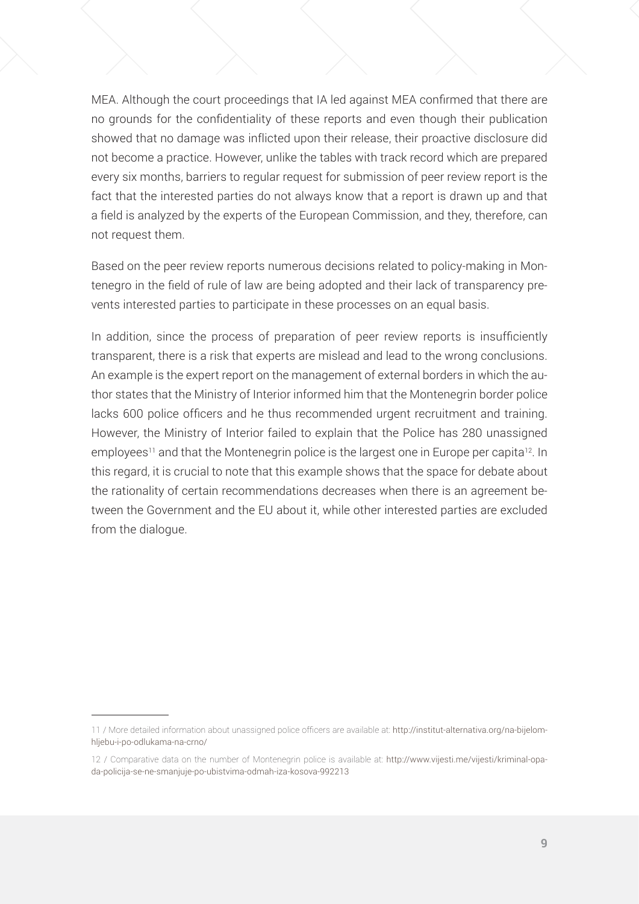MEA. Although the court proceedings that IA led against MEA confirmed that there are no grounds for the confidentiality of these reports and even though their publication showed that no damage was inflicted upon their release, their proactive disclosure did not become a practice. However, unlike the tables with track record which are prepared every six months, barriers to regular request for submission of peer review report is the fact that the interested parties do not always know that a report is drawn up and that a field is analyzed by the experts of the European Commission, and they, therefore, can not request them.

Based on the peer review reports numerous decisions related to policy-making in Montenegro in the field of rule of law are being adopted and their lack of transparency prevents interested parties to participate in these processes on an equal basis.

In addition, since the process of preparation of peer review reports is insufficiently transparent, there is a risk that experts are mislead and lead to the wrong conclusions. An example is the expert report on the management of external borders in which the author states that the Ministry of Interior informed him that the Montenegrin border police lacks 600 police officers and he thus recommended urgent recruitment and training. However, the Ministry of Interior failed to explain that the Police has 280 unassigned employees[11] and that the Montenegrin police is the largest one in Europe per capita[12]. In this regard, it is crucial to note that this example shows that the space for debate about the rationality of certain recommendations decreases when there is an agreement between the Government and the EU about it, while other interested parties are excluded from the dialogue.

---

11 / More detailed information about unassigned police officers are available at: http://institut-alternativa.org/na-bijelom-hljebu-i-po-odlukama-na-crno/

12 / Comparative data on the number of Montenegrin police is available at: http://www.vijesti.me/vijesti/kriminal-opada-policija-se-ne-smanjuje-po-ubistvima-odmah-iza-kosova-992213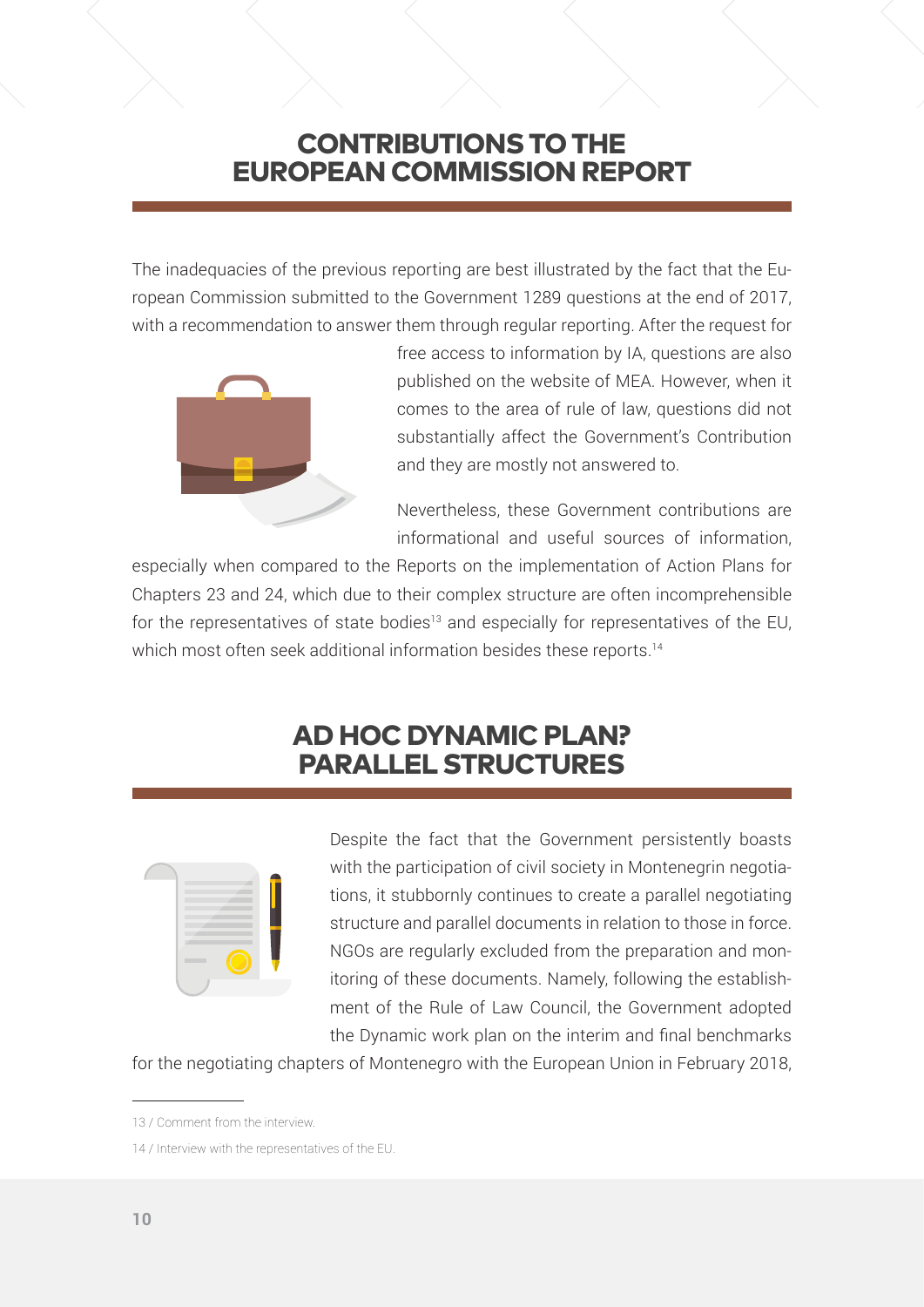## CONTRIBUTIONS TO THE EUROPEAN COMMISSION REPORT

The inadequacies of the previous reporting are best illustrated by the fact that the European Commission submitted to the Government 1289 questions at the end of 2017, with a recommendation to answer them through regular reporting. After the request for free access to information by IA, questions are also published on the website of MEA. However, when it comes to the area of rule of law, questions did not substantially affect the Government's Contribution and they are mostly not answered to.

Nevertheless, these Government contributions are informational and useful sources of information, especially when compared to the Reports on the implementation of Action Plans for Chapters 23 and 24, which due to their complex structure are often incomprehensible for the representatives of state bodies[13] and especially for representatives of the EU, which most often seek additional information besides these reports.[14]

## AD HOC DYNAMIC PLAN? PARALLEL STRUCTURES

Despite the fact that the Government persistently boasts with the participation of civil society in Montenegrin negotiations, it stubbornly continues to create a parallel negotiating structure and parallel documents in relation to those in force. NGOs are regularly excluded from the preparation and monitoring of these documents. Namely, following the establishment of the Rule of Law Council, the Government adopted the Dynamic work plan on the interim and final benchmarks for the negotiating chapters of Montenegro with the European Union in February 2018,

---

13 / Comment from the interview.

14 / Interview with the representatives of the EU.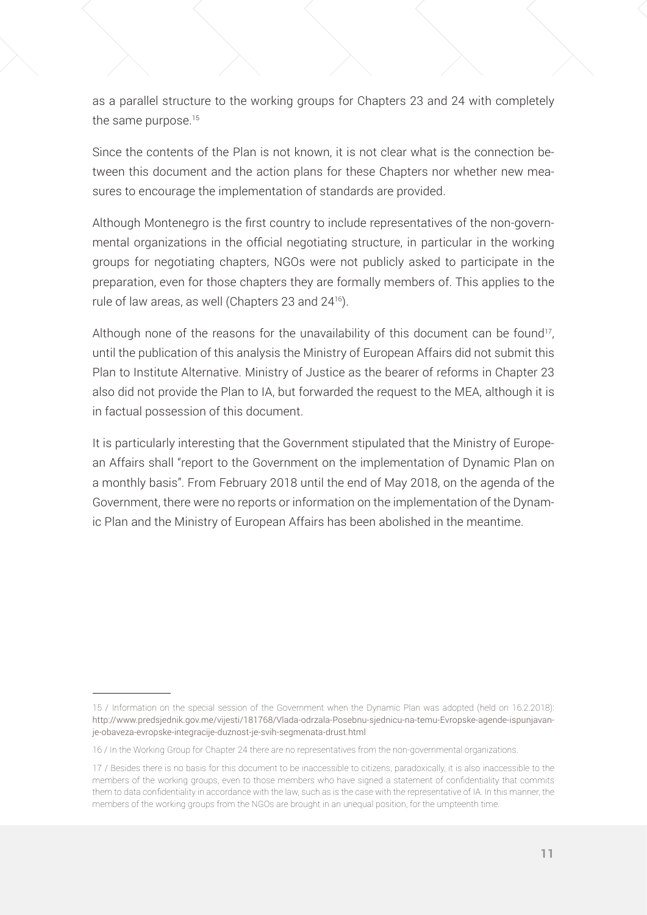as a parallel structure to the working groups for Chapters 23 and 24 with completely the same purpose.[15]

Since the contents of the Plan is not known, it is not clear what is the connection between this document and the action plans for these Chapters nor whether new measures to encourage the implementation of standards are provided.

Although Montenegro is the first country to include representatives of the non-governmental organizations in the official negotiating structure, in particular in the working groups for negotiating chapters, NGOs were not publicly asked to participate in the preparation, even for those chapters they are formally members of. This applies to the rule of law areas, as well (Chapters 23 and 24[16]).

Although none of the reasons for the unavailability of this document can be found[17], until the publication of this analysis the Ministry of European Affairs did not submit this Plan to Institute Alternative. Ministry of Justice as the bearer of reforms in Chapter 23 also did not provide the Plan to IA, but forwarded the request to the MEA, although it is in factual possession of this document.

It is particularly interesting that the Government stipulated that the Ministry of European Affairs shall "report to the Government on the implementation of Dynamic Plan on a monthly basis". From February 2018 until the end of May 2018, on the agenda of the Government, there were no reports or information on the implementation of the Dynamic Plan and the Ministry of European Affairs has been abolished in the meantime.

---

15 / Information on the special session of the Government when the Dynamic Plan was adopted (held on 16.2.2018): http://www.predsjednik.gov.me/vijesti/181768/Vlada-odrzala-Posebnu-sjednicu-na-temu-Evropske-agende-ispunjavanje-obaveza-evropske-integracije-duznost-je-svih-segmenata-drust.html

16 / In the Working Group for Chapter 24 there are no representatives from the non-governmental organizations.

17 / Besides there is no basis for this document to be inaccessible to citizens, paradoxically, it is also inaccessible to the members of the working groups, even to those members who have signed a statement of confidentiality that commits them to data confidentiality in accordance with the law, such as is the case with the representative of IA. In this manner, the members of the working groups from the NGOs are brought in an unequal position, for the umpteenth time.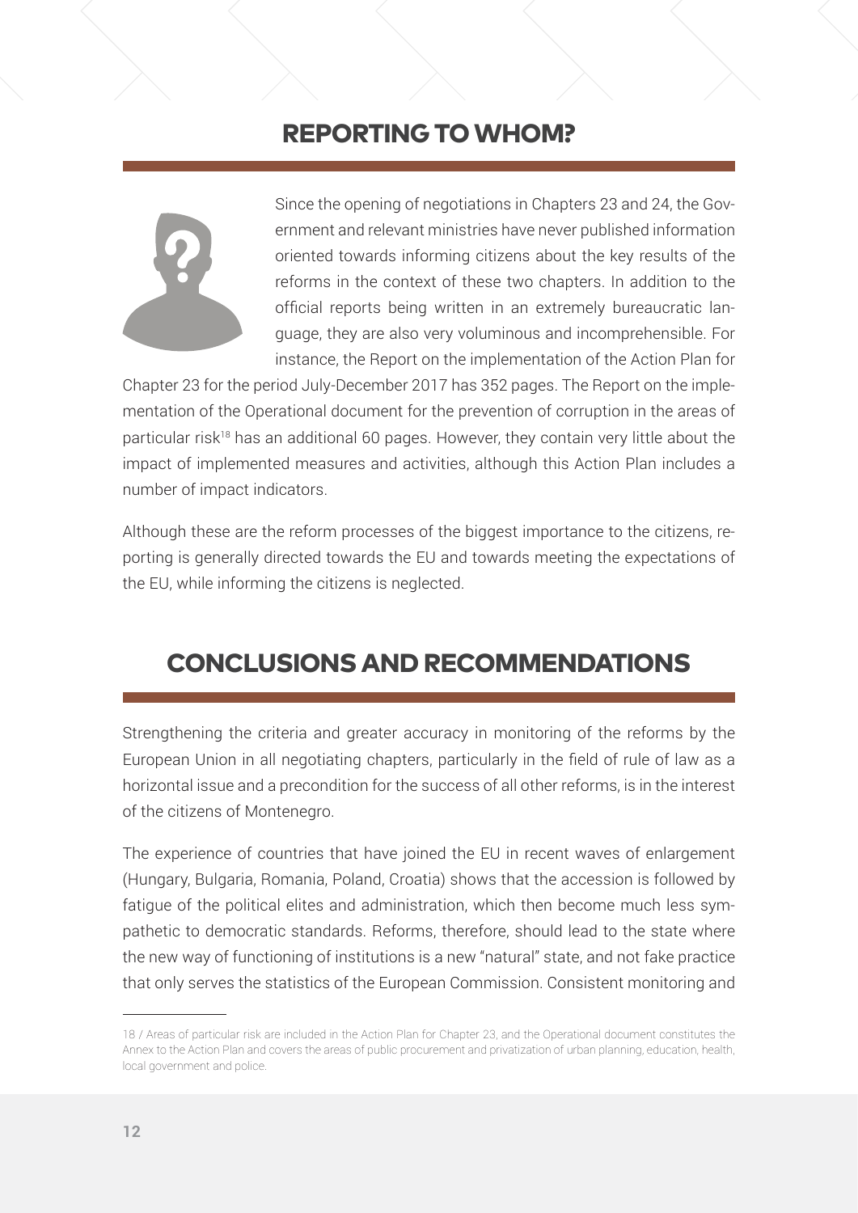## REPORTING TO WHOM?

Since the opening of negotiations in Chapters 23 and 24, the Government and relevant ministries have never published information oriented towards informing citizens about the key results of the reforms in the context of these two chapters. In addition to the official reports being written in an extremely bureaucratic language, they are also very voluminous and incomprehensible. For instance, the Report on the implementation of the Action Plan for Chapter 23 for the period July-December 2017 has 352 pages. The Report on the implementation of the Operational document for the prevention of corruption in the areas of particular risk[18] has an additional 60 pages. However, they contain very little about the impact of implemented measures and activities, although this Action Plan includes a number of impact indicators.

Although these are the reform processes of the biggest importance to the citizens, reporting is generally directed towards the EU and towards meeting the expectations of the EU, while informing the citizens is neglected.

## CONCLUSIONS AND RECOMMENDATIONS

Strengthening the criteria and greater accuracy in monitoring of the reforms by the European Union in all negotiating chapters, particularly in the field of rule of law as a horizontal issue and a precondition for the success of all other reforms, is in the interest of the citizens of Montenegro.

The experience of countries that have joined the EU in recent waves of enlargement (Hungary, Bulgaria, Romania, Poland, Croatia) shows that the accession is followed by fatigue of the political elites and administration, which then become much less sympathetic to democratic standards. Reforms, therefore, should lead to the state where the new way of functioning of institutions is a new "natural" state, and not fake practice that only serves the statistics of the European Commission. Consistent monitoring and

---

18 / Areas of particular risk are included in the Action Plan for Chapter 23, and the Operational document constitutes the Annex to the Action Plan and covers the areas of public procurement and privatization of urban planning, education, health, local government and police.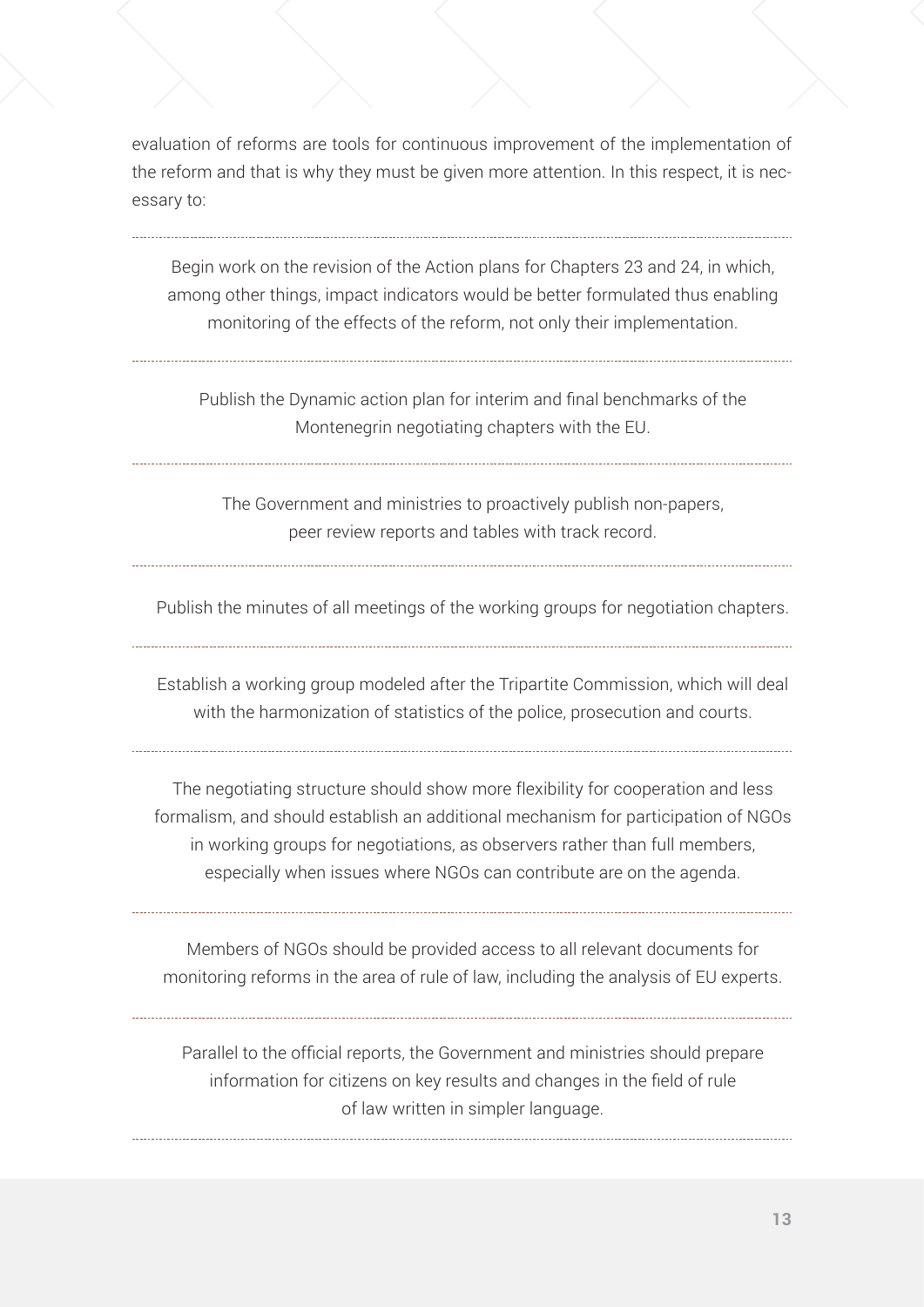evaluation of reforms are tools for continuous improvement of the implementation of the reform and that is why they must be given more attention. In this respect, it is necessary to:

---

Begin work on the revision of the Action plans for Chapters 23 and 24, in which, among other things, impact indicators would be better formulated thus enabling monitoring of the effects of the reform, not only their implementation.

---

Publish the Dynamic action plan for interim and final benchmarks of the Montenegrin negotiating chapters with the EU.

---

The Government and ministries to proactively publish non-papers, peer review reports and tables with track record.

---

Publish the minutes of all meetings of the working groups for negotiation chapters.

---

Establish a working group modeled after the Tripartite Commission, which will deal with the harmonization of statistics of the police, prosecution and courts.

---

The negotiating structure should show more flexibility for cooperation and less formalism, and should establish an additional mechanism for participation of NGOs in working groups for negotiations, as observers rather than full members, especially when issues where NGOs can contribute are on the agenda.

---

Members of NGOs should be provided access to all relevant documents for monitoring reforms in the area of rule of law, including the analysis of EU experts.

---

Parallel to the official reports, the Government and ministries should prepare information for citizens on key results and changes in the field of rule of law written in simpler language.

---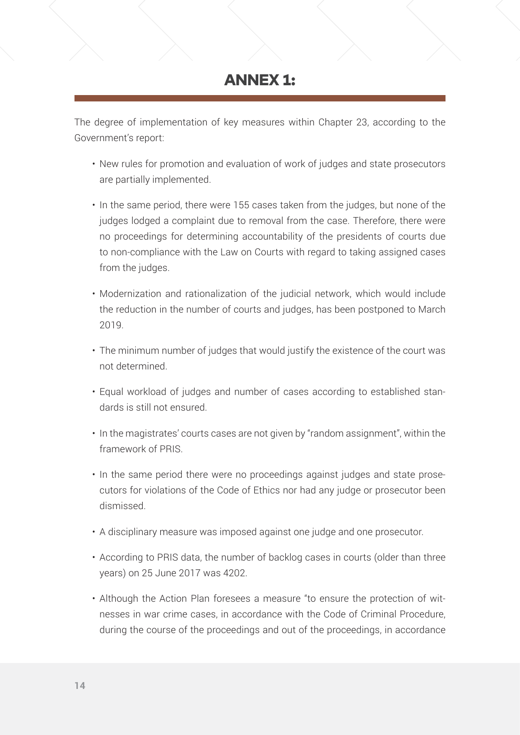# ANNEX 1:

The degree of implementation of key measures within Chapter 23, according to the Government's report:

- New rules for promotion and evaluation of work of judges and state prosecutors are partially implemented.
- In the same period, there were 155 cases taken from the judges, but none of the judges lodged a complaint due to removal from the case. Therefore, there were no proceedings for determining accountability of the presidents of courts due to non-compliance with the Law on Courts with regard to taking assigned cases from the judges.
- Modernization and rationalization of the judicial network, which would include the reduction in the number of courts and judges, has been postponed to March 2019.
- The minimum number of judges that would justify the existence of the court was not determined.
- Equal workload of judges and number of cases according to established standards is still not ensured.
- In the magistrates' courts cases are not given by "random assignment", within the framework of PRIS.
- In the same period there were no proceedings against judges and state prosecutors for violations of the Code of Ethics nor had any judge or prosecutor been dismissed.
- A disciplinary measure was imposed against one judge and one prosecutor.
- According to PRIS data, the number of backlog cases in courts (older than three years) on 25 June 2017 was 4202.
- Although the Action Plan foresees a measure "to ensure the protection of witnesses in war crime cases, in accordance with the Code of Criminal Procedure, during the course of the proceedings and out of the proceedings, in accordance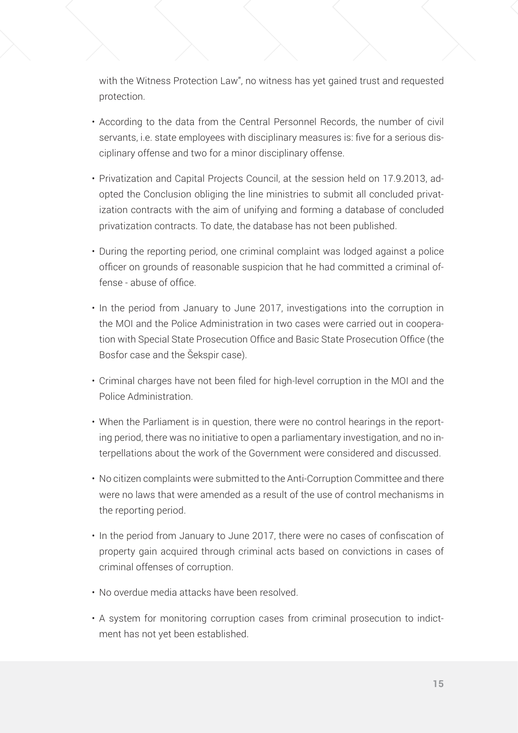with the Witness Protection Law", no witness has yet gained trust and requested protection.

- According to the data from the Central Personnel Records, the number of civil servants, i.e. state employees with disciplinary measures is: five for a serious disciplinary offense and two for a minor disciplinary offense.
- Privatization and Capital Projects Council, at the session held on 17.9.2013, adopted the Conclusion obliging the line ministries to submit all concluded privatization contracts with the aim of unifying and forming a database of concluded privatization contracts. To date, the database has not been published.
- During the reporting period, one criminal complaint was lodged against a police officer on grounds of reasonable suspicion that he had committed a criminal offense - abuse of office.
- In the period from January to June 2017, investigations into the corruption in the MOI and the Police Administration in two cases were carried out in cooperation with Special State Prosecution Office and Basic State Prosecution Office (the Bosfor case and the Šekspir case).
- Criminal charges have not been filed for high-level corruption in the MOI and the Police Administration.
- When the Parliament is in question, there were no control hearings in the reporting period, there was no initiative to open a parliamentary investigation, and no interpellations about the work of the Government were considered and discussed.
- No citizen complaints were submitted to the Anti-Corruption Committee and there were no laws that were amended as a result of the use of control mechanisms in the reporting period.
- In the period from January to June 2017, there were no cases of confiscation of property gain acquired through criminal acts based on convictions in cases of criminal offenses of corruption.
- No overdue media attacks have been resolved.
- A system for monitoring corruption cases from criminal prosecution to indictment has not yet been established.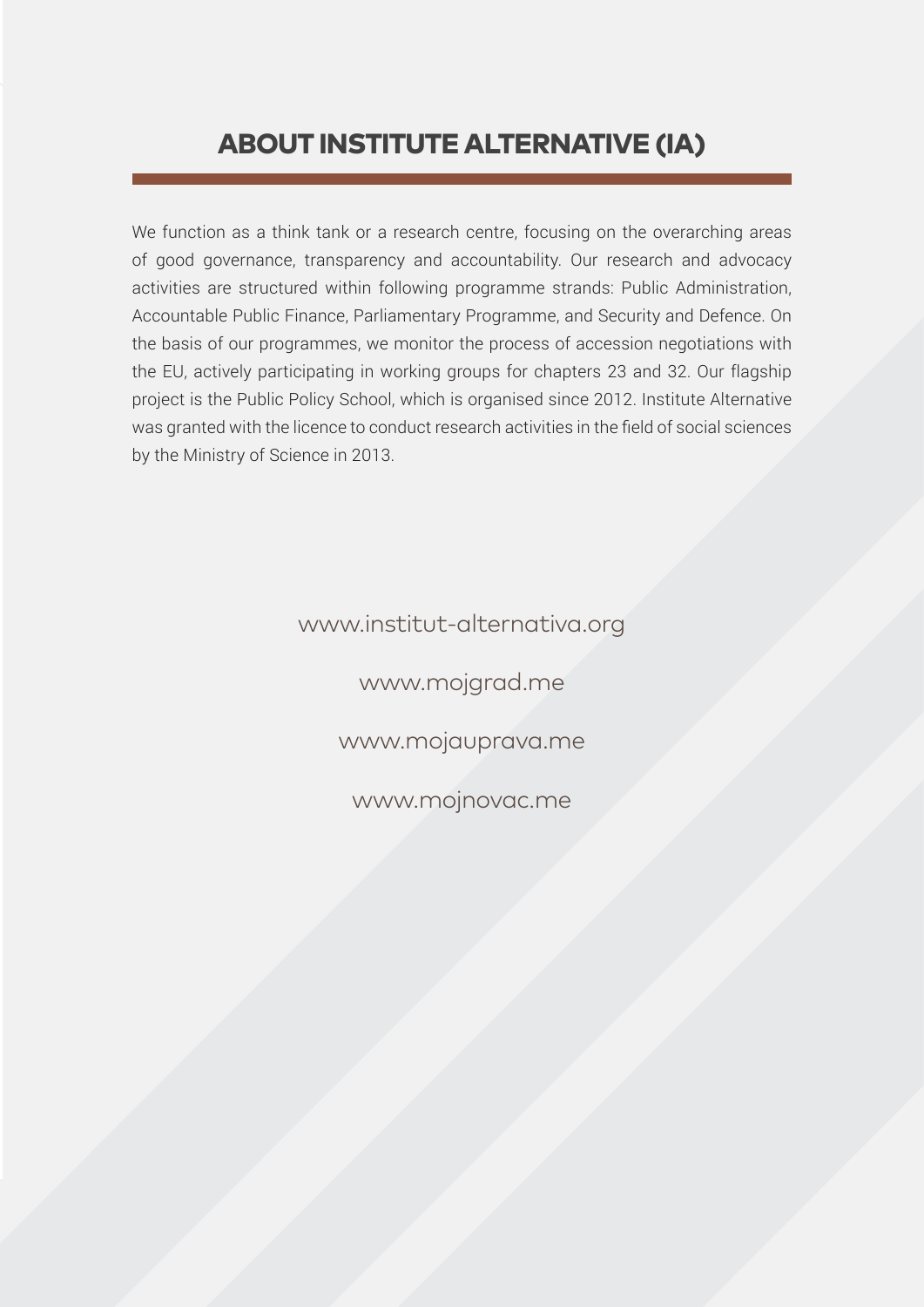## ABOUT INSTITUTE ALTERNATIVE (IA)

We function as a think tank or a research centre, focusing on the overarching areas of good governance, transparency and accountability. Our research and advocacy activities are structured within following programme strands: Public Administration, Accountable Public Finance, Parliamentary Programme, and Security and Defence. On the basis of our programmes, we monitor the process of accession negotiations with the EU, actively participating in working groups for chapters 23 and 32. Our flagship project is the Public Policy School, which is organised since 2012. Institute Alternative was granted with the licence to conduct research activities in the field of social sciences by the Ministry of Science in 2013.

www.institut-alternativa.org

www.mojgrad.me

www.mojauprava.me

www.mojnovac.me